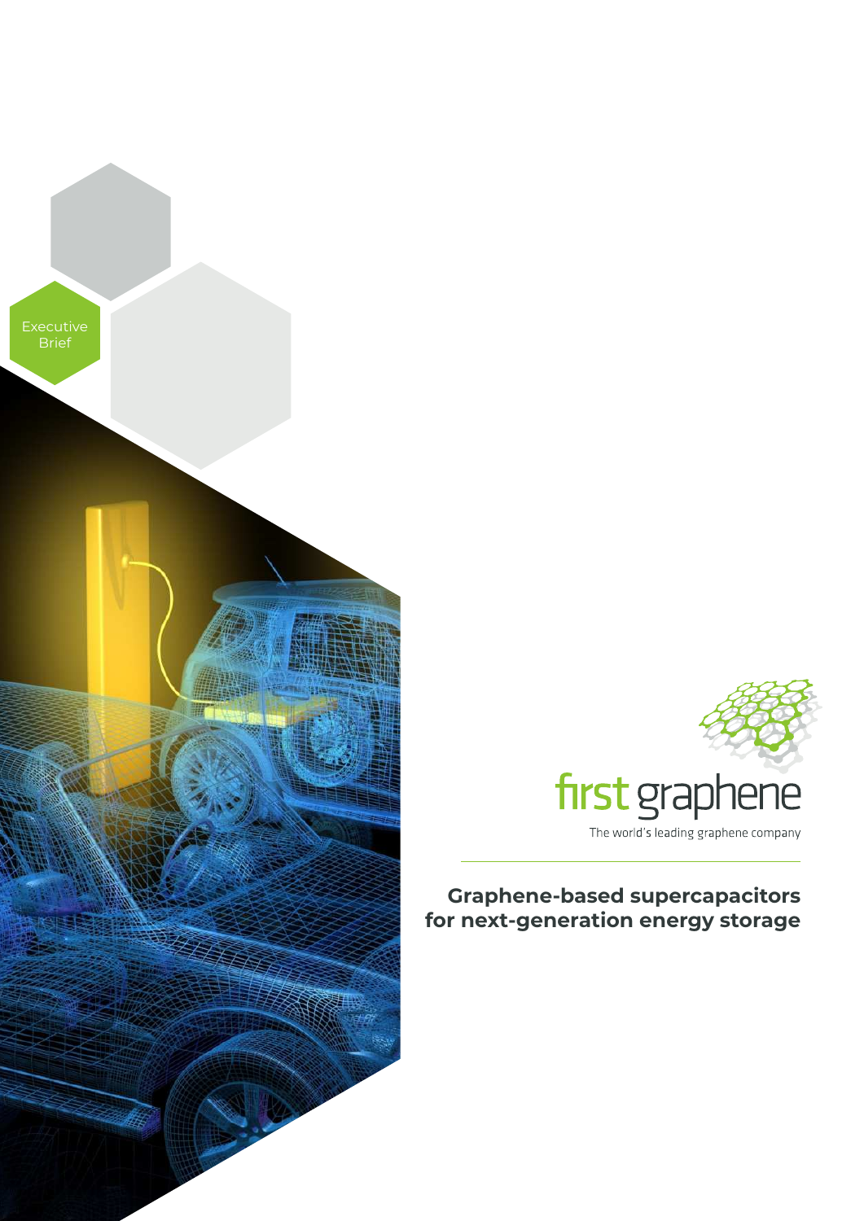Executive Brief

first graphene

The world's leading graphene company

# Graphene-based supercapacitors for next-generation energy storage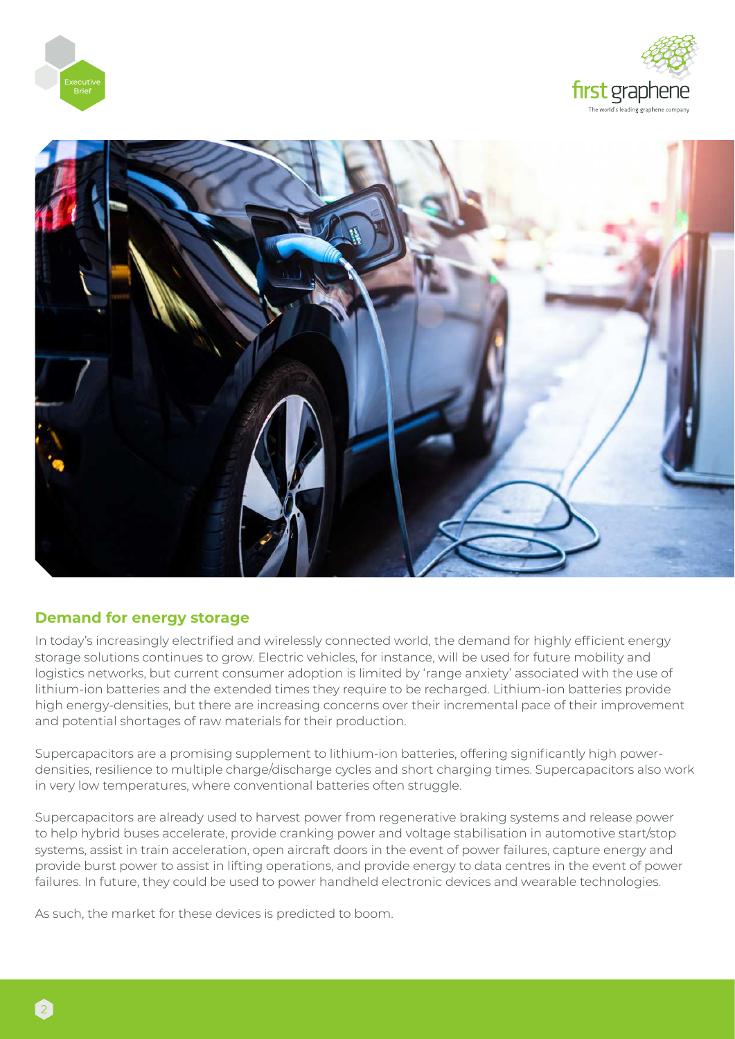## Demand for energy storage

In today's increasingly electrified and wirelessly connected world, the demand for highly efficient energy storage solutions continues to grow. Electric vehicles, for instance, will be used for future mobility and logistics networks, but current consumer adoption is limited by 'range anxiety' associated with the use of lithium-ion batteries and the extended times they require to be recharged. Lithium-ion batteries provide high energy-densities, but there are increasing concerns over their incremental pace of their improvement and potential shortages of raw materials for their production.

Supercapacitors are a promising supplement to lithium-ion batteries, offering significantly high power-densities, resilience to multiple charge/discharge cycles and short charging times. Supercapacitors also work in very low temperatures, where conventional batteries often struggle.

Supercapacitors are already used to harvest power from regenerative braking systems and release power to help hybrid buses accelerate, provide cranking power and voltage stabilisation in automotive start/stop systems, assist in train acceleration, open aircraft doors in the event of power failures, capture energy and provide burst power to assist in lifting operations, and provide energy to data centres in the event of power failures. In future, they could be used to power handheld electronic devices and wearable technologies.

As such, the market for these devices is predicted to boom.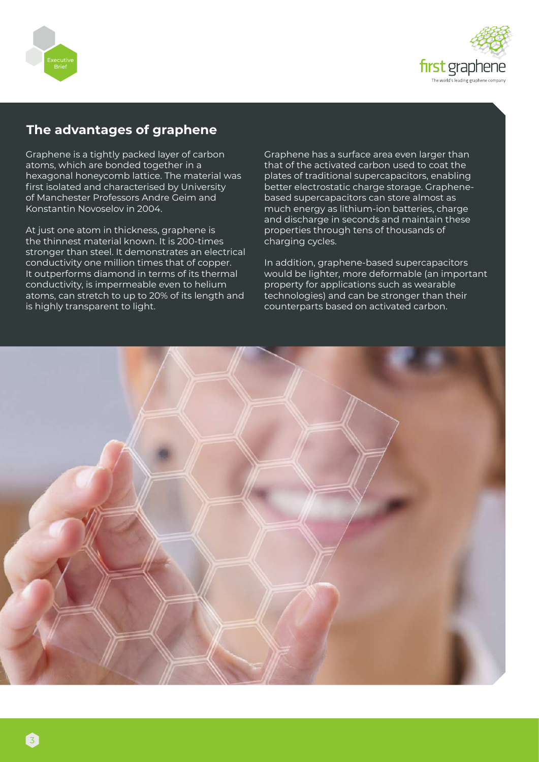## The advantages of graphene

Graphene is a tightly packed layer of carbon atoms, which are bonded together in a hexagonal honeycomb lattice. The material was first isolated and characterised by University of Manchester Professors Andre Geim and Konstantin Novoselov in 2004.

At just one atom in thickness, graphene is the thinnest material known. It is 200-times stronger than steel. It demonstrates an electrical conductivity one million times that of copper. It outperforms diamond in terms of its thermal conductivity, is impermeable even to helium atoms, can stretch to up to 20% of its length and is highly transparent to light.

Graphene has a surface area even larger than that of the activated carbon used to coat the plates of traditional supercapacitors, enabling better electrostatic charge storage. Graphene-based supercapacitors can store almost as much energy as lithium-ion batteries, charge and discharge in seconds and maintain these properties through tens of thousands of charging cycles.

In addition, graphene-based supercapacitors would be lighter, more deformable (an important property for applications such as wearable technologies) and can be stronger than their counterparts based on activated carbon.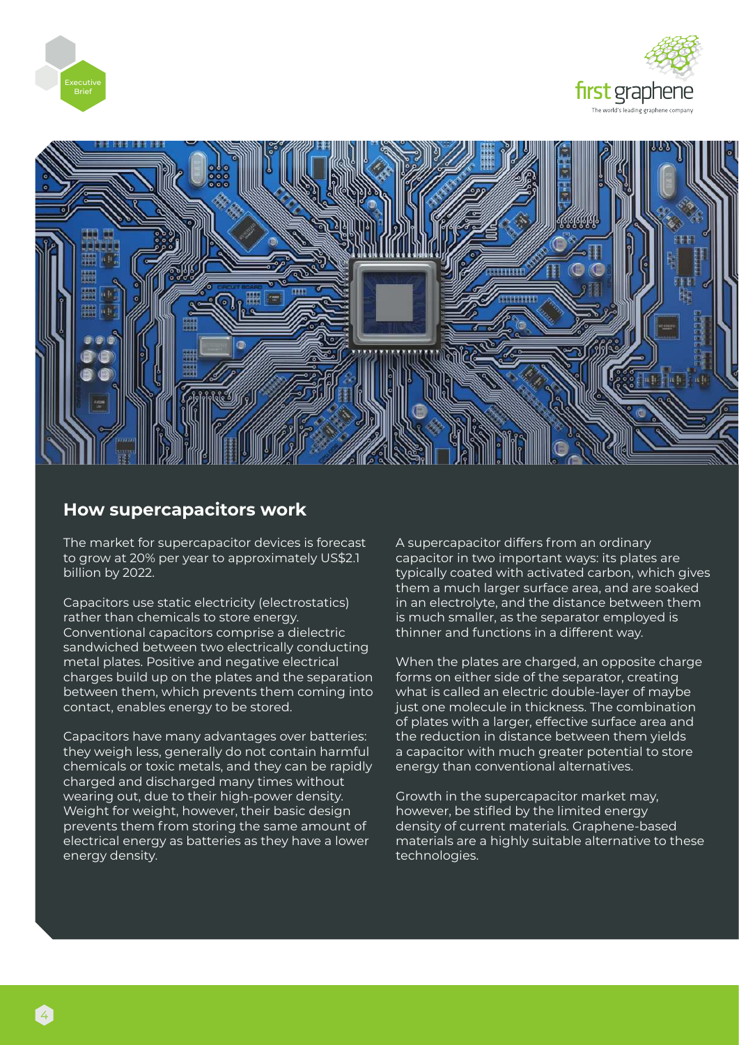## How supercapacitors work

The market for supercapacitor devices is forecast to grow at 20% per year to approximately US$2.1 billion by 2022.

Capacitors use static electricity (electrostatics) rather than chemicals to store energy. Conventional capacitors comprise a dielectric sandwiched between two electrically conducting metal plates. Positive and negative electrical charges build up on the plates and the separation between them, which prevents them coming into contact, enables energy to be stored.

Capacitors have many advantages over batteries: they weigh less, generally do not contain harmful chemicals or toxic metals, and they can be rapidly charged and discharged many times without wearing out, due to their high-power density. Weight for weight, however, their basic design prevents them from storing the same amount of electrical energy as batteries as they have a lower energy density.

A supercapacitor differs from an ordinary capacitor in two important ways: its plates are typically coated with activated carbon, which gives them a much larger surface area, and are soaked in an electrolyte, and the distance between them is much smaller, as the separator employed is thinner and functions in a different way.

When the plates are charged, an opposite charge forms on either side of the separator, creating what is called an electric double-layer of maybe just one molecule in thickness. The combination of plates with a larger, effective surface area and the reduction in distance between them yields a capacitor with much greater potential to store energy than conventional alternatives.

Growth in the supercapacitor market may, however, be stifled by the limited energy density of current materials. Graphene-based materials are a highly suitable alternative to these technologies.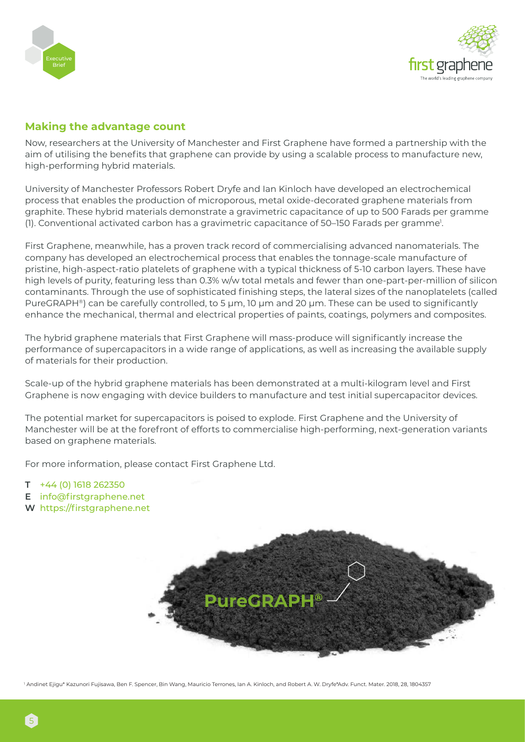## Making the advantage count

Now, researchers at the University of Manchester and First Graphene have formed a partnership with the aim of utilising the benefits that graphene can provide by using a scalable process to manufacture new, high-performing hybrid materials.

University of Manchester Professors Robert Dryfe and Ian Kinloch have developed an electrochemical process that enables the production of microporous, metal oxide-decorated graphene materials from graphite. These hybrid materials demonstrate a gravimetric capacitance of up to 500 Farads per gramme (1). Conventional activated carbon has a gravimetric capacitance of 50–150 Farads per gramme[1].

First Graphene, meanwhile, has a proven track record of commercialising advanced nanomaterials. The company has developed an electrochemical process that enables the tonnage-scale manufacture of pristine, high-aspect-ratio platelets of graphene with a typical thickness of 5-10 carbon layers. These have high levels of purity, featuring less than 0.3% w/w total metals and fewer than one-part-per-million of silicon contaminants. Through the use of sophisticated finishing steps, the lateral sizes of the nanoplatelets (called PureGRAPH®) can be carefully controlled, to 5 μm, 10 μm and 20 μm. These can be used to significantly enhance the mechanical, thermal and electrical properties of paints, coatings, polymers and composites.

The hybrid graphene materials that First Graphene will mass-produce will significantly increase the performance of supercapacitors in a wide range of applications, as well as increasing the available supply of materials for their production.

Scale-up of the hybrid graphene materials has been demonstrated at a multi-kilogram level and First Graphene is now engaging with device builders to manufacture and test initial supercapacitor devices.

The potential market for supercapacitors is poised to explode. First Graphene and the University of Manchester will be at the forefront of efforts to commercialise high-performing, next-generation variants based on graphene materials.

For more information, please contact First Graphene Ltd.

**T** +44 (0) 1618 262350
**E** info@firstgraphene.net
**W** https://firstgraphene.net

PureGRAPH®

[1] Andinet Ejigu* Kazunori Fujisawa, Ben F. Spencer, Bin Wang, Mauricio Terrones, Ian A. Kinloch, and Robert A. W. Dryfe*Adv. Funct. Mater. 2018, 28, 1804357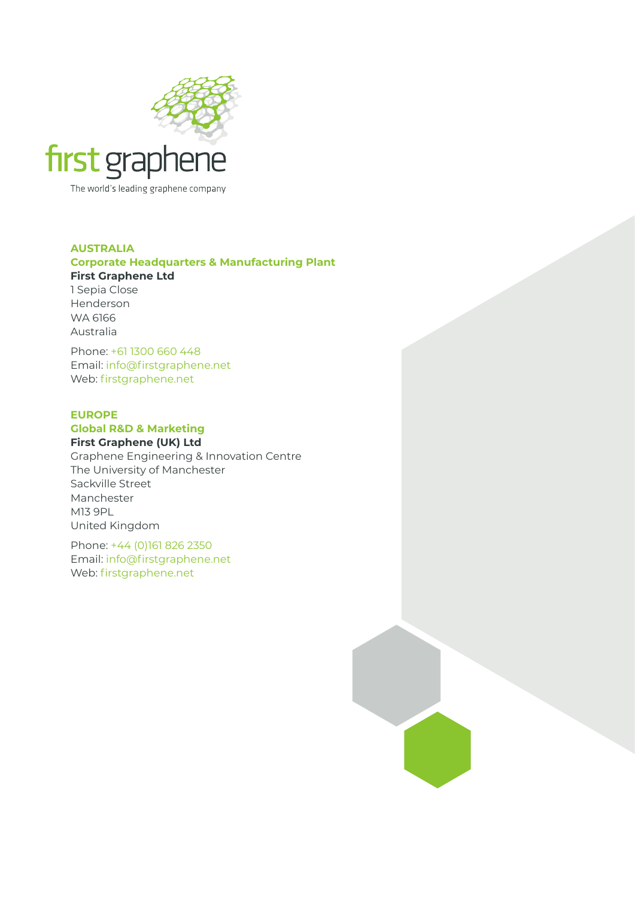first graphene

The world's leading graphene company

**AUSTRALIA**
**Corporate Headquarters & Manufacturing Plant**
**First Graphene Ltd**
1 Sepia Close
Henderson
WA 6166
Australia

Phone: +61 1300 660 448
Email: info@firstgraphene.net
Web: firstgraphene.net

**EUROPE**
**Global R&D & Marketing**
**First Graphene (UK) Ltd**
Graphene Engineering & Innovation Centre
The University of Manchester
Sackville Street
Manchester
M13 9PL
United Kingdom

Phone: +44 (0)161 826 2350
Email: info@firstgraphene.net
Web: firstgraphene.net